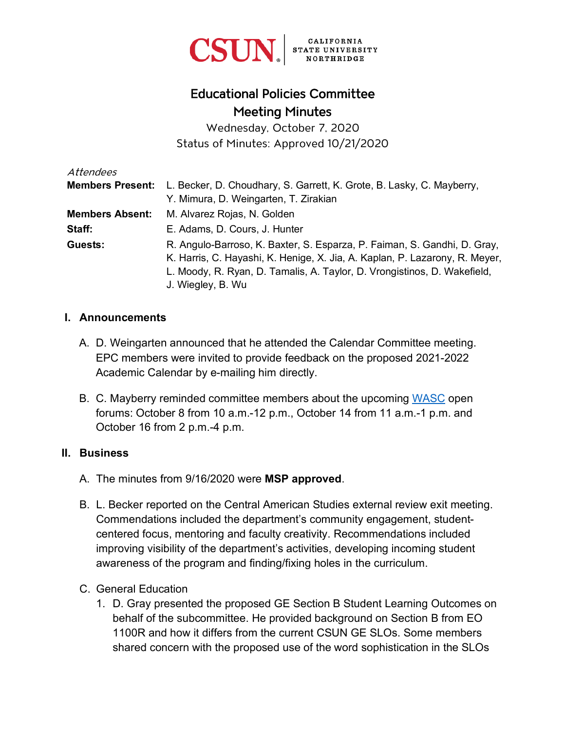CSUN® | CALIFORNIA STATE UNIVERSITY NORTHRIDGE

# Educational Policies Committee
## Meeting Minutes

Wednesday, October 7, 2020
Status of Minutes: Approved 10/21/2020

*Attendees*

**Members Present:** L. Becker, D. Choudhary, S. Garrett, K. Grote, B. Lasky, C. Mayberry, Y. Mimura, D. Weingarten, T. Zirakian

**Members Absent:** M. Alvarez Rojas, N. Golden

**Staff:** E. Adams, D. Cours, J. Hunter

**Guests:** R. Angulo-Barroso, K. Baxter, S. Esparza, P. Faiman, S. Gandhi, D. Gray, K. Harris, C. Hayashi, K. Henige, X. Jia, A. Kaplan, P. Lazarony, R. Meyer, L. Moody, R. Ryan, D. Tamalis, A. Taylor, D. Vrongistinos, D. Wakefield, J. Wiegley, B. Wu

### I. Announcements

A. D. Weingarten announced that he attended the Calendar Committee meeting. EPC members were invited to provide feedback on the proposed 2021-2022 Academic Calendar by e-mailing him directly.

B. C. Mayberry reminded committee members about the upcoming WASC open forums: October 8 from 10 a.m.-12 p.m., October 14 from 11 a.m.-1 p.m. and October 16 from 2 p.m.-4 p.m.

### II. Business

A. The minutes from 9/16/2020 were **MSP approved**.

B. L. Becker reported on the Central American Studies external review exit meeting. Commendations included the department's community engagement, student-centered focus, mentoring and faculty creativity. Recommendations included improving visibility of the department's activities, developing incoming student awareness of the program and finding/fixing holes in the curriculum.

C. General Education

1. D. Gray presented the proposed GE Section B Student Learning Outcomes on behalf of the subcommittee. He provided background on Section B from EO 1100R and how it differs from the current CSUN GE SLOs. Some members shared concern with the proposed use of the word sophistication in the SLOs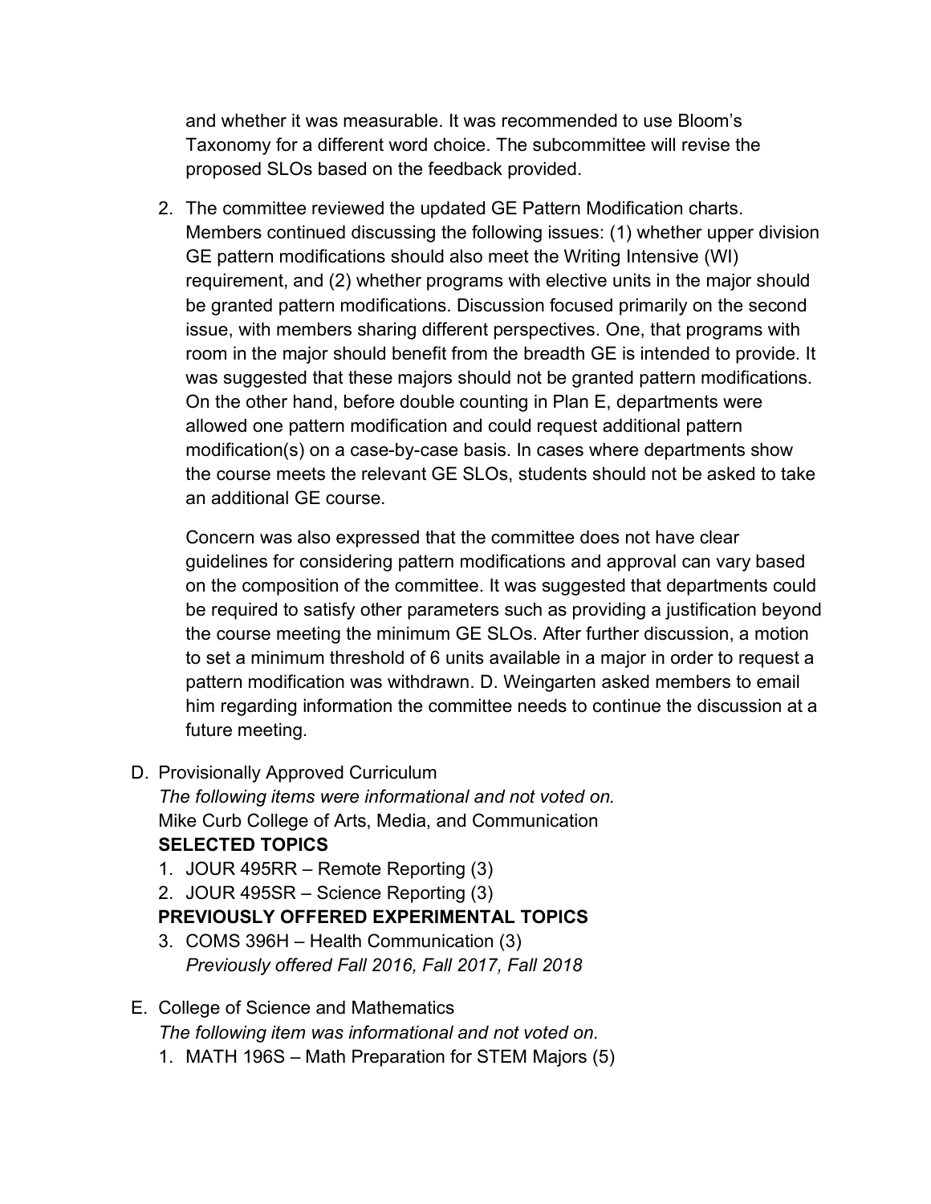and whether it was measurable. It was recommended to use Bloom's Taxonomy for a different word choice. The subcommittee will revise the proposed SLOs based on the feedback provided.

2. The committee reviewed the updated GE Pattern Modification charts. Members continued discussing the following issues: (1) whether upper division GE pattern modifications should also meet the Writing Intensive (WI) requirement, and (2) whether programs with elective units in the major should be granted pattern modifications. Discussion focused primarily on the second issue, with members sharing different perspectives. One, that programs with room in the major should benefit from the breadth GE is intended to provide. It was suggested that these majors should not be granted pattern modifications. On the other hand, before double counting in Plan E, departments were allowed one pattern modification and could request additional pattern modification(s) on a case-by-case basis. In cases where departments show the course meets the relevant GE SLOs, students should not be asked to take an additional GE course.

   Concern was also expressed that the committee does not have clear guidelines for considering pattern modifications and approval can vary based on the composition of the committee. It was suggested that departments could be required to satisfy other parameters such as providing a justification beyond the course meeting the minimum GE SLOs. After further discussion, a motion to set a minimum threshold of 6 units available in a major in order to request a pattern modification was withdrawn. D. Weingarten asked members to email him regarding information the committee needs to continue the discussion at a future meeting.

D. Provisionally Approved Curriculum
   *The following items were informational and not voted on.*
   Mike Curb College of Arts, Media, and Communication
   **SELECTED TOPICS**
   1. JOUR 495RR – Remote Reporting (3)
   2. JOUR 495SR – Science Reporting (3)

   **PREVIOUSLY OFFERED EXPERIMENTAL TOPICS**
   3. COMS 396H – Health Communication (3)
      *Previously offered Fall 2016, Fall 2017, Fall 2018*

E. College of Science and Mathematics
   *The following item was informational and not voted on.*
   1. MATH 196S – Math Preparation for STEM Majors (5)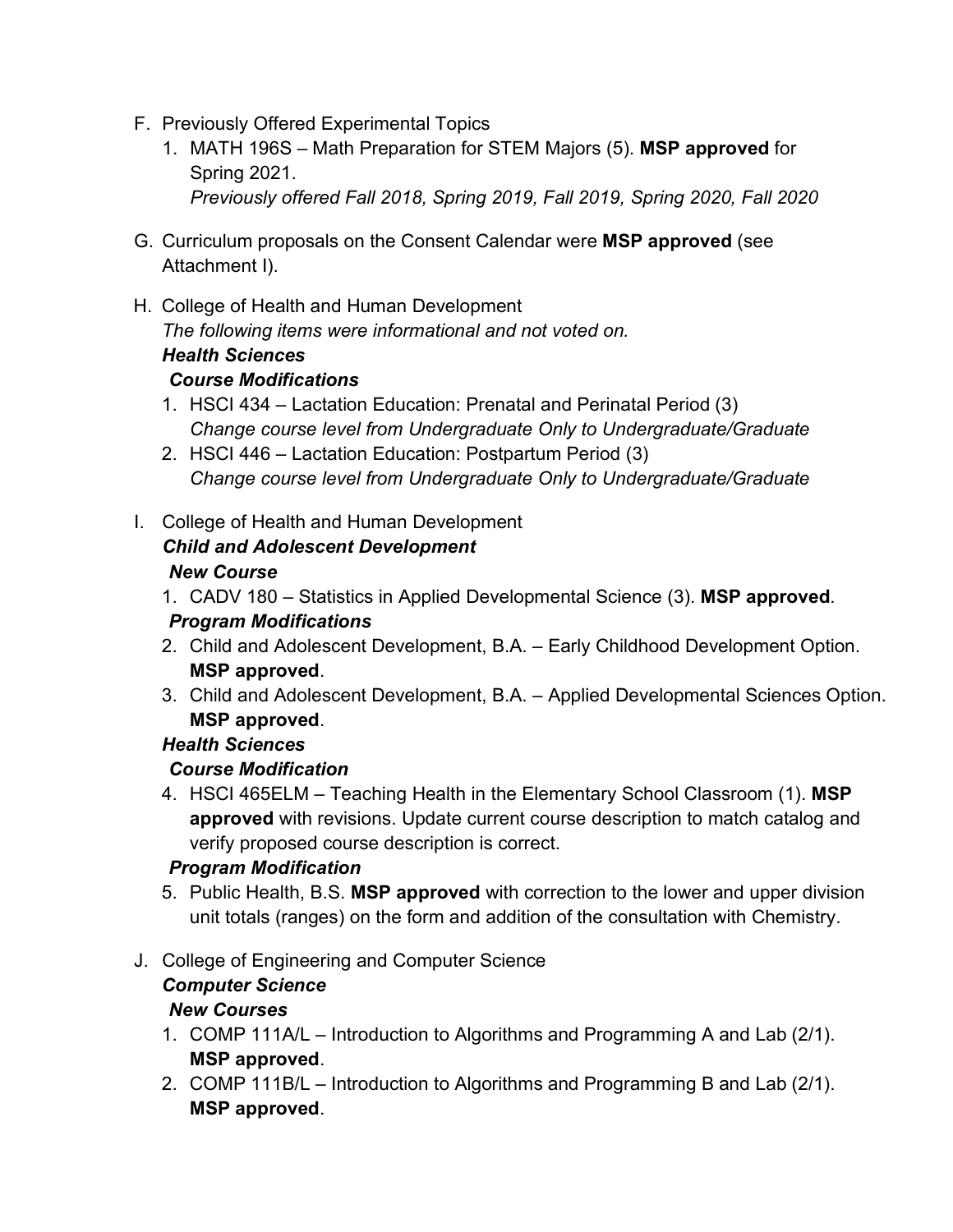F. Previously Offered Experimental Topics

1. MATH 196S – Math Preparation for STEM Majors (5). **MSP approved** for Spring 2021.
   *Previously offered Fall 2018, Spring 2019, Fall 2019, Spring 2020, Fall 2020*

G. Curriculum proposals on the Consent Calendar were **MSP approved** (see Attachment I).

H. College of Health and Human Development
*The following items were informational and not voted on.*
***Health Sciences***
***Course Modifications***

1. HSCI 434 – Lactation Education: Prenatal and Perinatal Period (3)
   *Change course level from Undergraduate Only to Undergraduate/Graduate*
2. HSCI 446 – Lactation Education: Postpartum Period (3)
   *Change course level from Undergraduate Only to Undergraduate/Graduate*

I. College of Health and Human Development
***Child and Adolescent Development***
***New Course***

1. CADV 180 – Statistics in Applied Developmental Science (3). **MSP approved**.

***Program Modifications***

2. Child and Adolescent Development, B.A. – Early Childhood Development Option. **MSP approved**.
3. Child and Adolescent Development, B.A. – Applied Developmental Sciences Option. **MSP approved**.

***Health Sciences***
***Course Modification***

4. HSCI 465ELM – Teaching Health in the Elementary School Classroom (1). **MSP approved** with revisions. Update current course description to match catalog and verify proposed course description is correct.

***Program Modification***

5. Public Health, B.S. **MSP approved** with correction to the lower and upper division unit totals (ranges) on the form and addition of the consultation with Chemistry.

J. College of Engineering and Computer Science
***Computer Science***
***New Courses***

1. COMP 111A/L – Introduction to Algorithms and Programming A and Lab (2/1). **MSP approved**.
2. COMP 111B/L – Introduction to Algorithms and Programming B and Lab (2/1). **MSP approved**.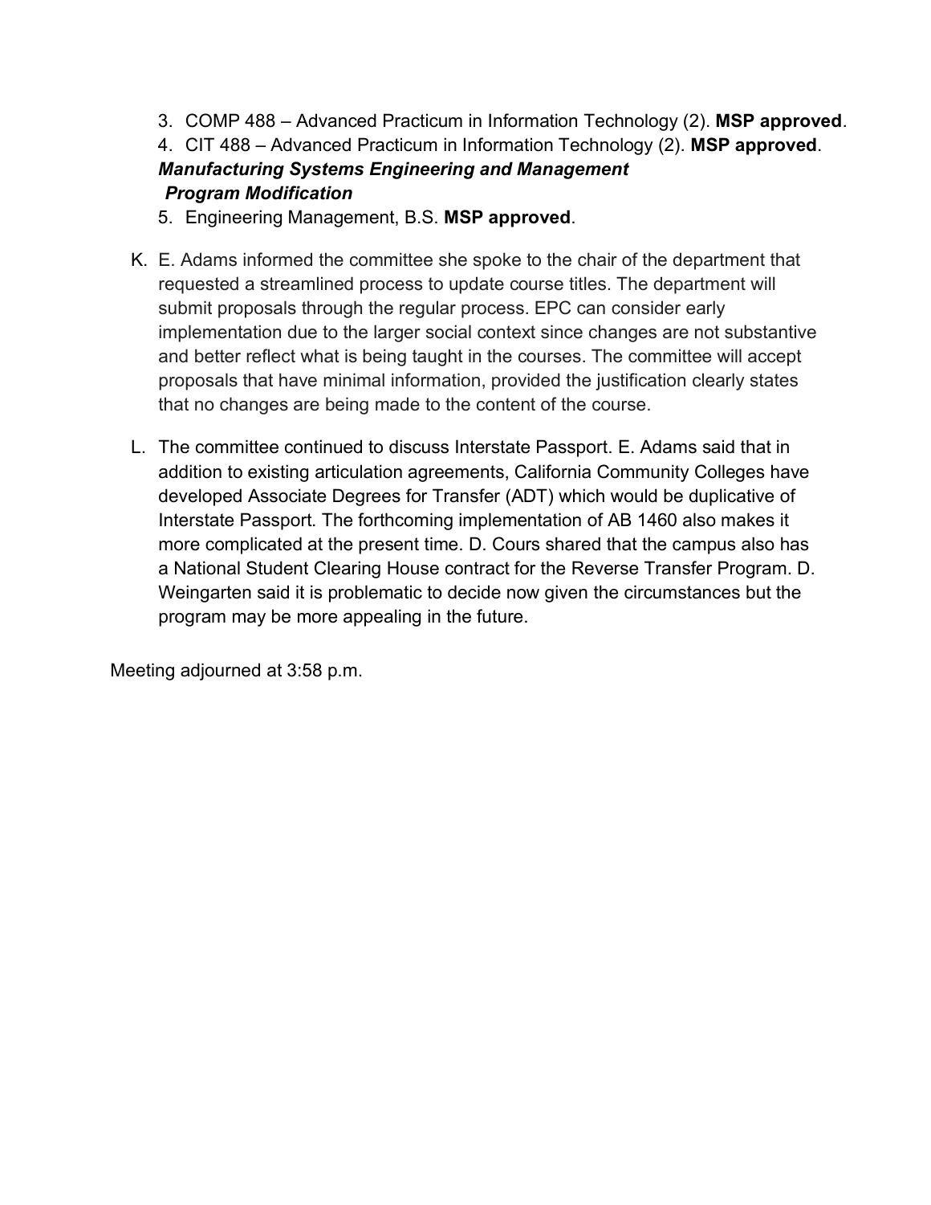3. COMP 488 – Advanced Practicum in Information Technology (2). **MSP approved**.
4. CIT 488 – Advanced Practicum in Information Technology (2). **MSP approved**.

***Manufacturing Systems Engineering and Management***
***Program Modification***

5. Engineering Management, B.S. **MSP approved**.

K. E. Adams informed the committee she spoke to the chair of the department that requested a streamlined process to update course titles. The department will submit proposals through the regular process. EPC can consider early implementation due to the larger social context since changes are not substantive and better reflect what is being taught in the courses. The committee will accept proposals that have minimal information, provided the justification clearly states that no changes are being made to the content of the course.

L. The committee continued to discuss Interstate Passport. E. Adams said that in addition to existing articulation agreements, California Community Colleges have developed Associate Degrees for Transfer (ADT) which would be duplicative of Interstate Passport. The forthcoming implementation of AB 1460 also makes it more complicated at the present time. D. Cours shared that the campus also has a National Student Clearing House contract for the Reverse Transfer Program. D. Weingarten said it is problematic to decide now given the circumstances but the program may be more appealing in the future.

Meeting adjourned at 3:58 p.m.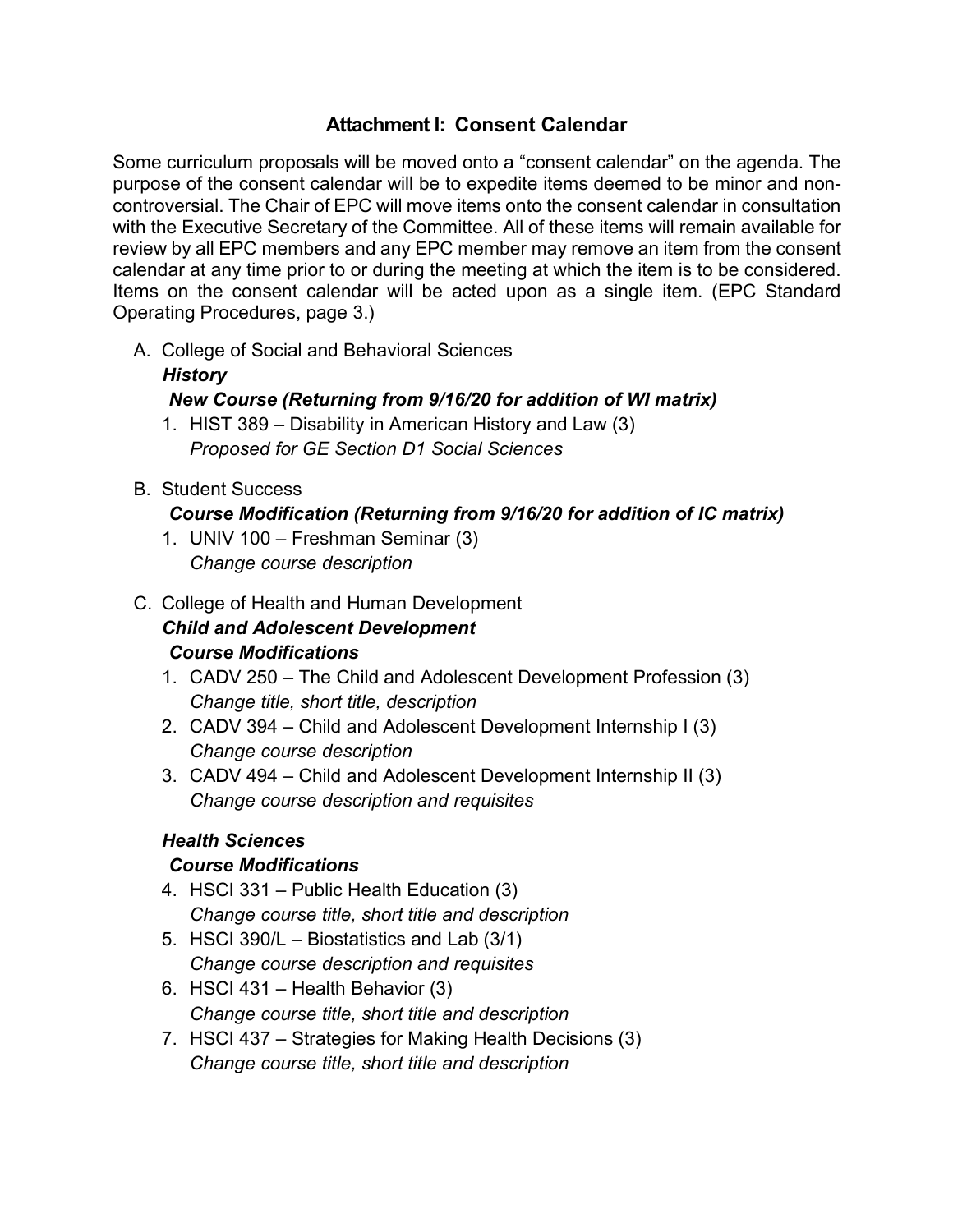# Attachment I: Consent Calendar

Some curriculum proposals will be moved onto a "consent calendar" on the agenda. The purpose of the consent calendar will be to expedite items deemed to be minor and non-controversial. The Chair of EPC will move items onto the consent calendar in consultation with the Executive Secretary of the Committee. All of these items will remain available for review by all EPC members and any EPC member may remove an item from the consent calendar at any time prior to or during the meeting at which the item is to be considered. Items on the consent calendar will be acted upon as a single item. (EPC Standard Operating Procedures, page 3.)

A. College of Social and Behavioral Sciences

***History***

***New Course (Returning from 9/16/20 for addition of WI matrix)***

1. HIST 389 – Disability in American History and Law (3)
   *Proposed for GE Section D1 Social Sciences*

B. Student Success

***Course Modification (Returning from 9/16/20 for addition of IC matrix)***

1. UNIV 100 – Freshman Seminar (3)
   *Change course description*

C. College of Health and Human Development

***Child and Adolescent Development***

***Course Modifications***

1. CADV 250 – The Child and Adolescent Development Profession (3)
   *Change title, short title, description*
2. CADV 394 – Child and Adolescent Development Internship I (3)
   *Change course description*
3. CADV 494 – Child and Adolescent Development Internship II (3)
   *Change course description and requisites*

***Health Sciences***

***Course Modifications***

4. HSCI 331 – Public Health Education (3)
   *Change course title, short title and description*
5. HSCI 390/L – Biostatistics and Lab (3/1)
   *Change course description and requisites*
6. HSCI 431 – Health Behavior (3)
   *Change course title, short title and description*
7. HSCI 437 – Strategies for Making Health Decisions (3)
   *Change course title, short title and description*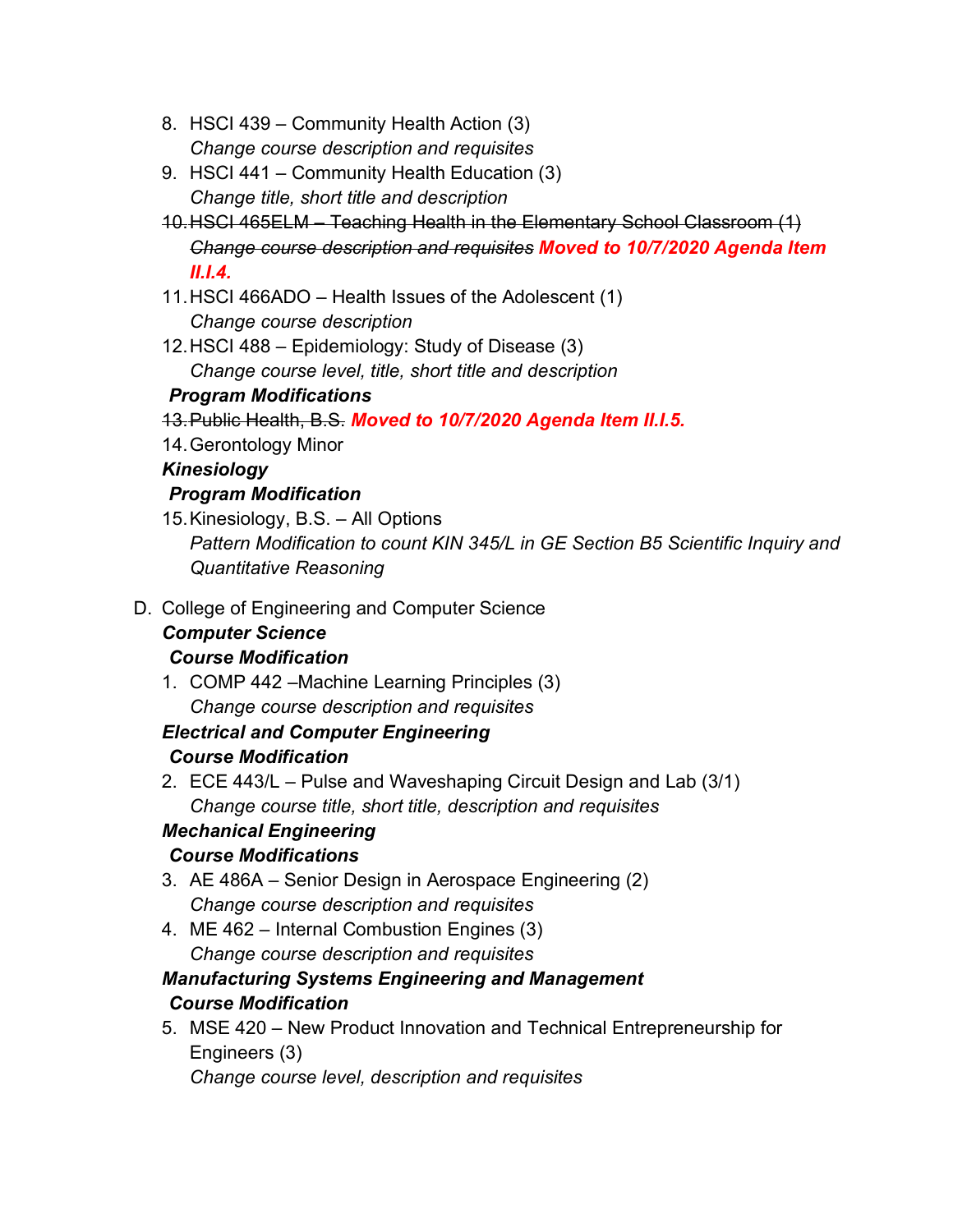8. HSCI 439 – Community Health Action (3)
   *Change course description and requisites*
9. HSCI 441 – Community Health Education (3)
   *Change title, short title and description*
10. ~~HSCI 465ELM – Teaching Health in the Elementary School Classroom (1)~~
    ~~*Change course description and requisites*~~ ***Moved to 10/7/2020 Agenda Item II.I.4.***
11. HSCI 466ADO – Health Issues of the Adolescent (1)
    *Change course description*
12. HSCI 488 – Epidemiology: Study of Disease (3)
    *Change course level, title, short title and description*

***Program Modifications***

13. ~~Public Health, B.S.~~ ***Moved to 10/7/2020 Agenda Item II.I.5.***
14. Gerontology Minor

***Kinesiology***

***Program Modification***

15. Kinesiology, B.S. – All Options
    *Pattern Modification to count KIN 345/L in GE Section B5 Scientific Inquiry and Quantitative Reasoning*

D. College of Engineering and Computer Science

***Computer Science***

***Course Modification***

1. COMP 442 –Machine Learning Principles (3)
   *Change course description and requisites*

***Electrical and Computer Engineering***

***Course Modification***

2. ECE 443/L – Pulse and Waveshaping Circuit Design and Lab (3/1)
   *Change course title, short title, description and requisites*

***Mechanical Engineering***

***Course Modifications***

3. AE 486A – Senior Design in Aerospace Engineering (2)
   *Change course description and requisites*
4. ME 462 – Internal Combustion Engines (3)
   *Change course description and requisites*

***Manufacturing Systems Engineering and Management***

***Course Modification***

5. MSE 420 – New Product Innovation and Technical Entrepreneurship for Engineers (3)
   *Change course level, description and requisites*